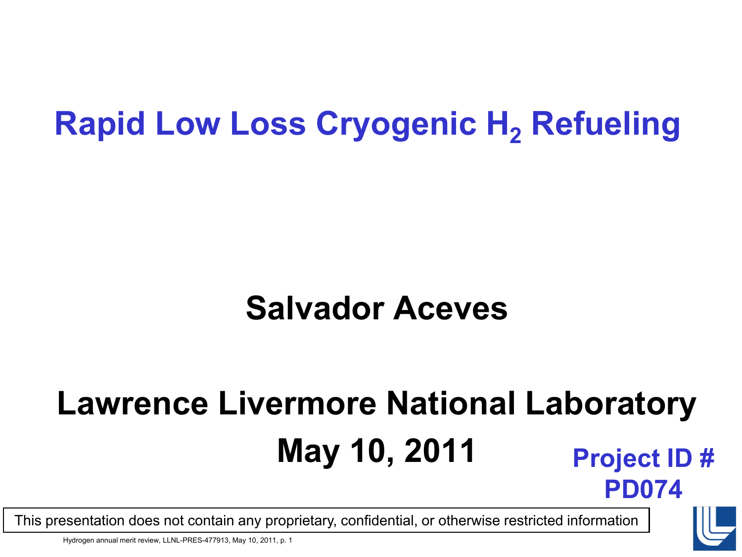# Rapid Low Loss Cryogenic $H_2$ Refueling

**Salvador Aceves**

**Lawrence Livermore National Laboratory**

**May 10, 2011**

**Project ID # PD074**

This presentation does not contain any proprietary, confidential, or otherwise restricted information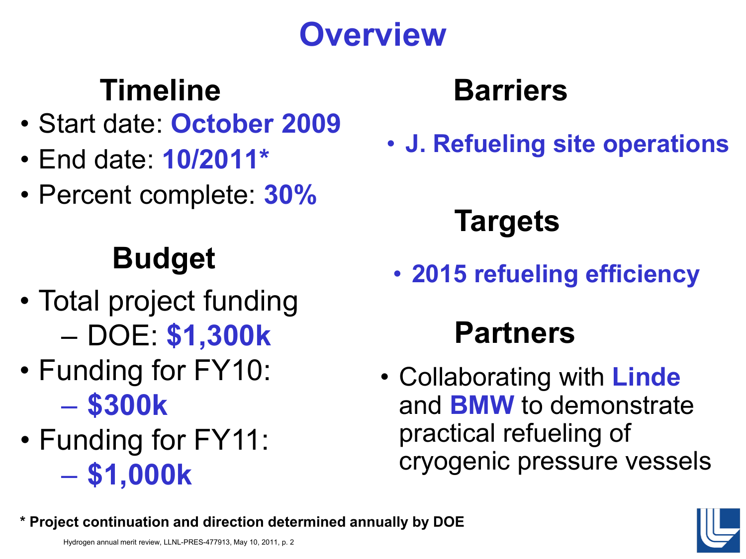# Overview

## Timeline

- Start date: **October 2009**
- End date: **10/2011***
- Percent complete: **30%**

## Budget

- Total project funding
  - DOE: **$1,300k**
- Funding for FY10:
  - **$300k**
- Funding for FY11:
  - **$1,000k**

## Barriers

- **J. Refueling site operations**

## Targets

- **2015 refueling efficiency**

## Partners

- Collaborating with **Linde** and **BMW** to demonstrate practical refueling of cryogenic pressure vessels

**\* Project continuation and direction determined annually by DOE**

Hydrogen annual merit review, LLNL-PRES-477913, May 10, 2011, p. 2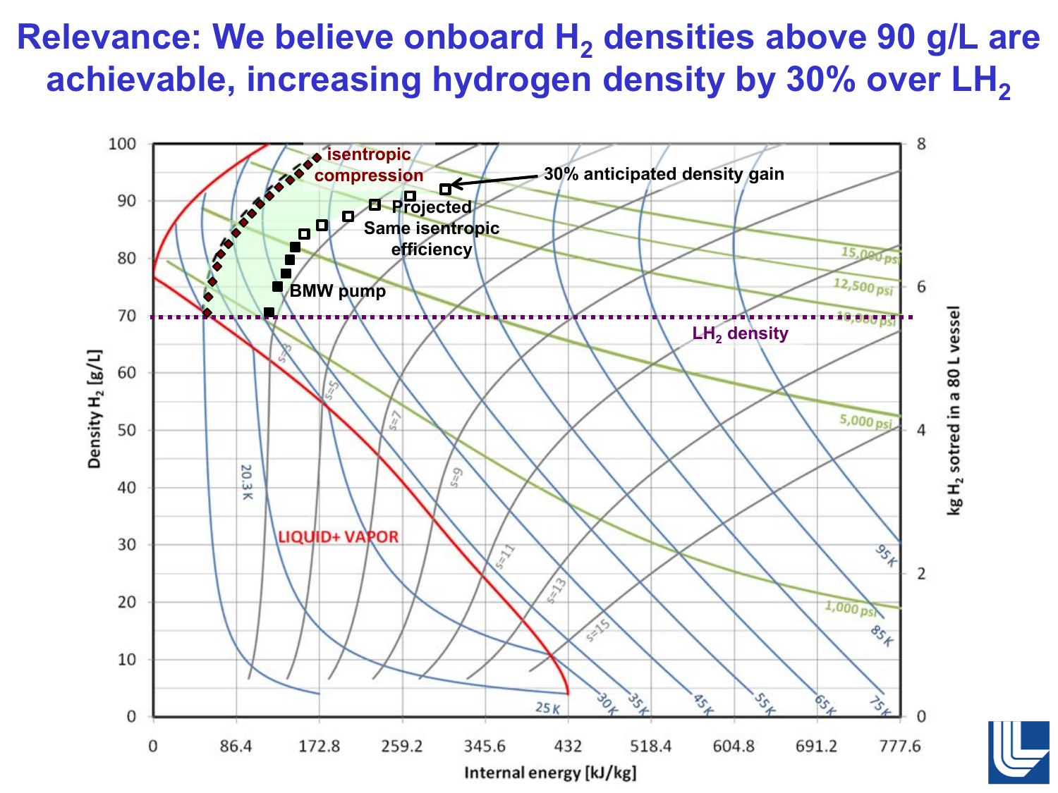# Relevance: We believe onboard $H_2$ densities above 90 g/L are achievable, increasing hydrogen density by 30% over $LH_2$

Density $H_2$ [g/L]

kg $H_2$ sotred in a 80 L vessel

Internal energy [kJ/kg]

isentropic compression

30% anticipated density gain

Projected

Same isentropic efficiency

BMW pump

$LH_2$ density

LIQUID+ VAPOR

15,000 psi

12,500 psi

10,000 psi

5,000 psi

1,000 psi

20.3 K

25 K

30 K

35 K

45 K

55 K

65 K

75 K

85 K

95 K

s=3

s=5

s=7

s=9

s=11

s=13

s=15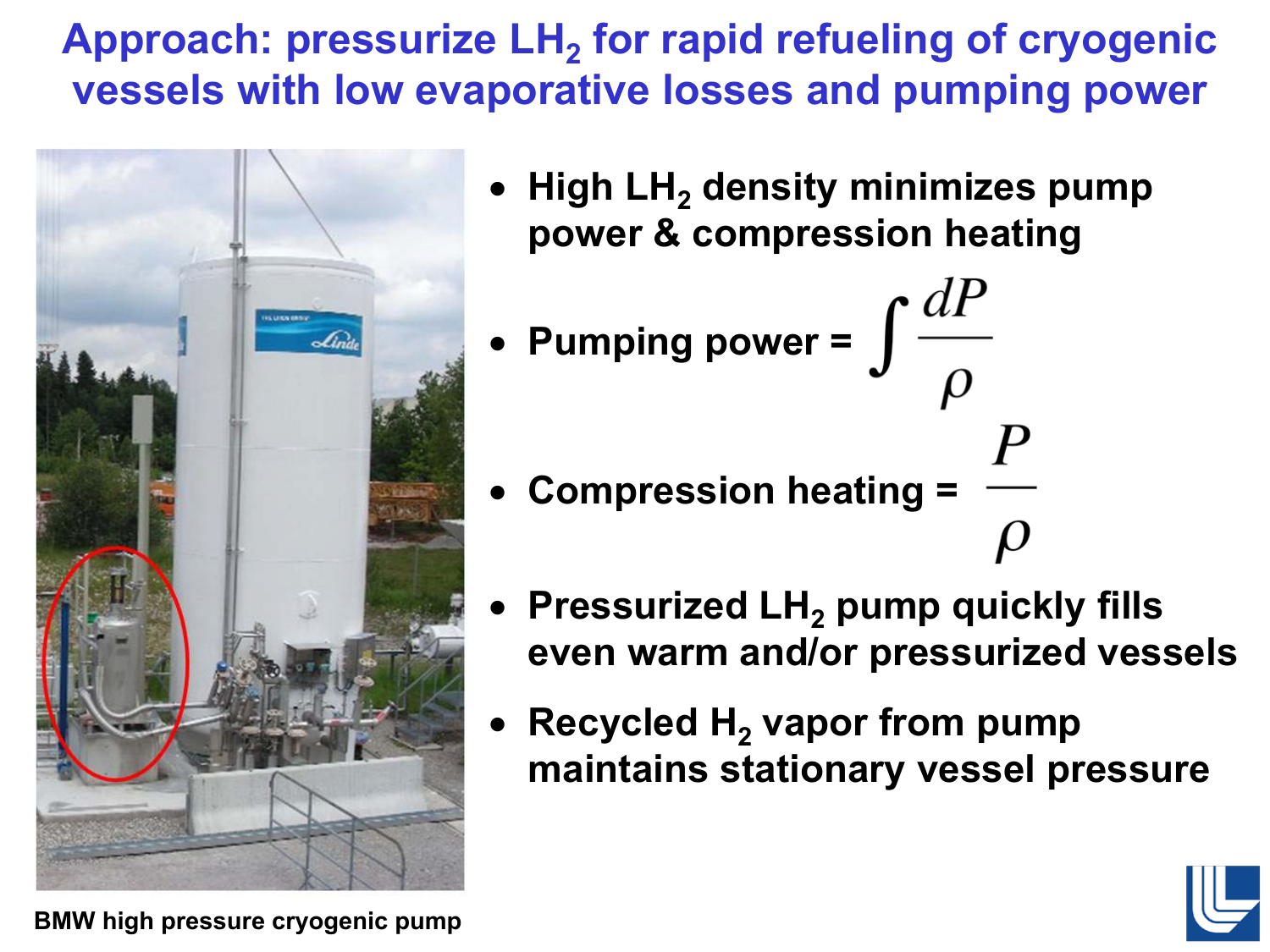# Approach: pressurize $LH_2$ for rapid refueling of cryogenic vessels with low evaporative losses and pumping power

- High $LH_2$ density minimizes pump power & compression heating
- Pumping power = $\int \frac{dP}{\rho}$
- Compression heating = $\frac{P}{\rho}$
- Pressurized $LH_2$ pump quickly fills even warm and/or pressurized vessels
- Recycled $H_2$ vapor from pump maintains stationary vessel pressure

BMW high pressure cryogenic pump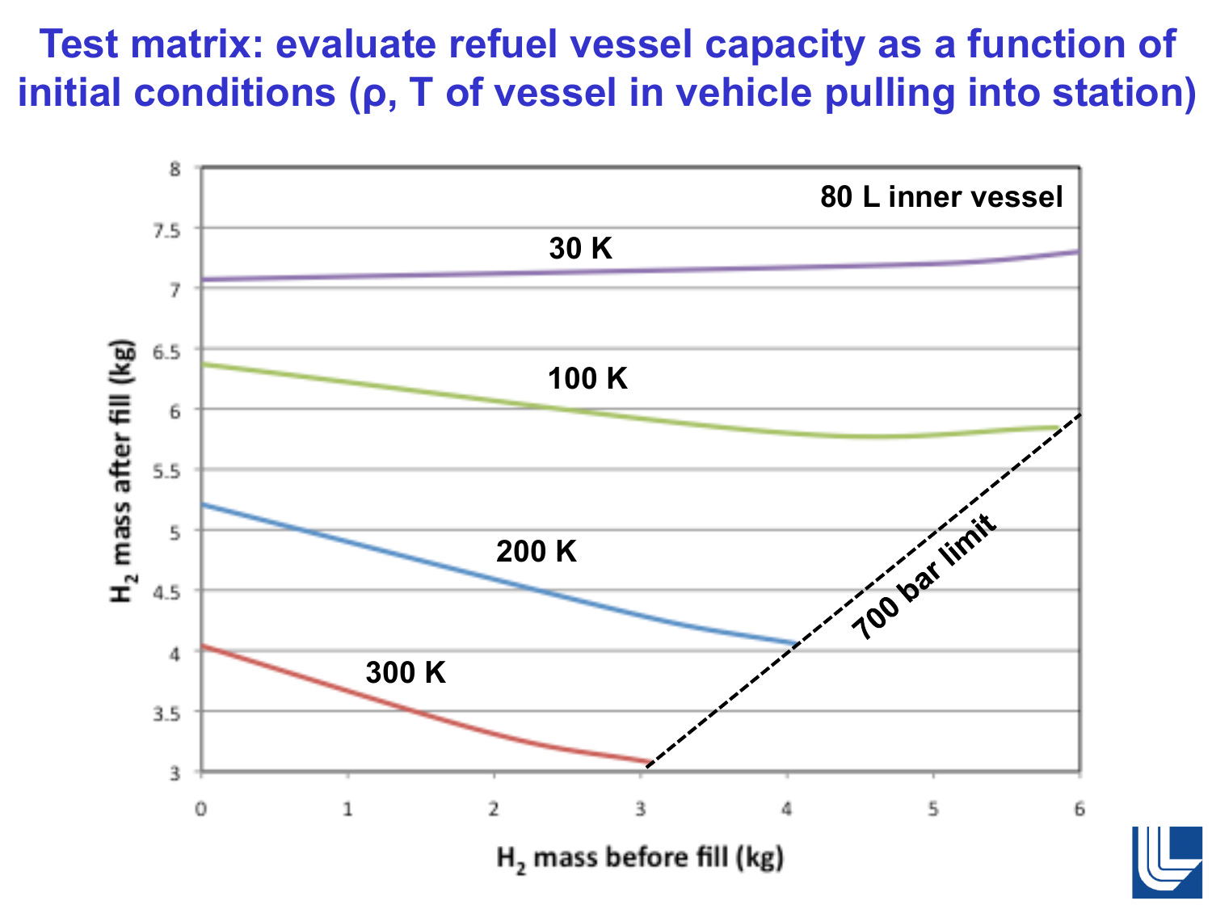# Test matrix: evaluate refuel vessel capacity as a function of initial conditions (ρ, T of vessel in vehicle pulling into station)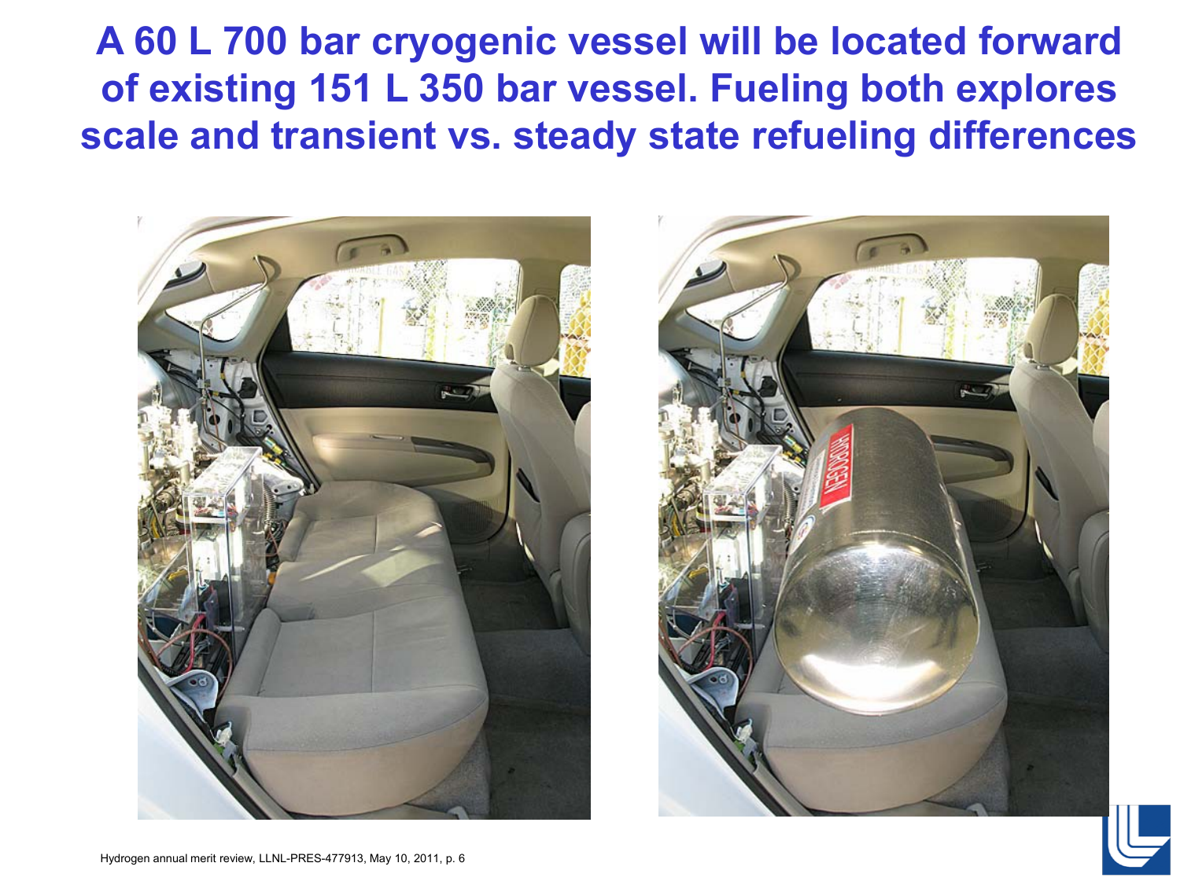# A 60 L 700 bar cryogenic vessel will be located forward of existing 151 L 350 bar vessel. Fueling both explores scale and transient vs. steady state refueling differences

Hydrogen annual merit review, LLNL-PRES-477913, May 10, 2011, p. 6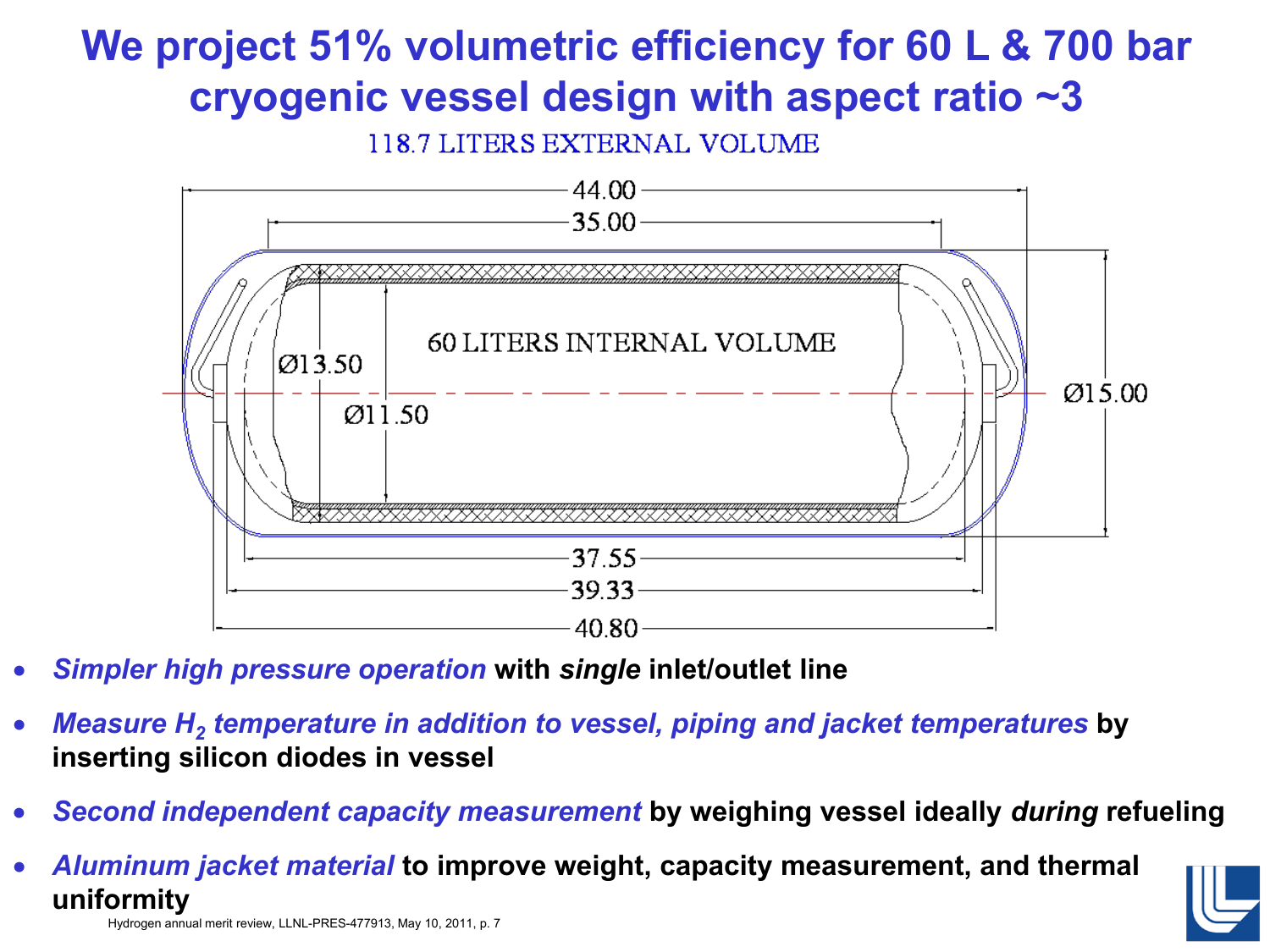# We project 51% volumetric efficiency for 60 L & 700 bar cryogenic vessel design with aspect ratio ~3

118.7 LITERS EXTERNAL VOLUME

60 LITERS INTERNAL VOLUME

44.00

35.00

Ø13.50

Ø11.50

Ø15.00

37.55

39.33

40.80

- ***Simpler high pressure operation*** **with *single* inlet/outlet line**
- ***Measure $H_2$ temperature in addition to vessel, piping and jacket temperatures*** **by inserting silicon diodes in vessel**
- ***Second independent capacity measurement*** **by weighing vessel ideally *during* refueling**
- ***Aluminum jacket material*** **to improve weight, capacity measurement, and thermal uniformity**

Hydrogen annual merit review, LLNL-PRES-477913, May 10, 2011, p. 7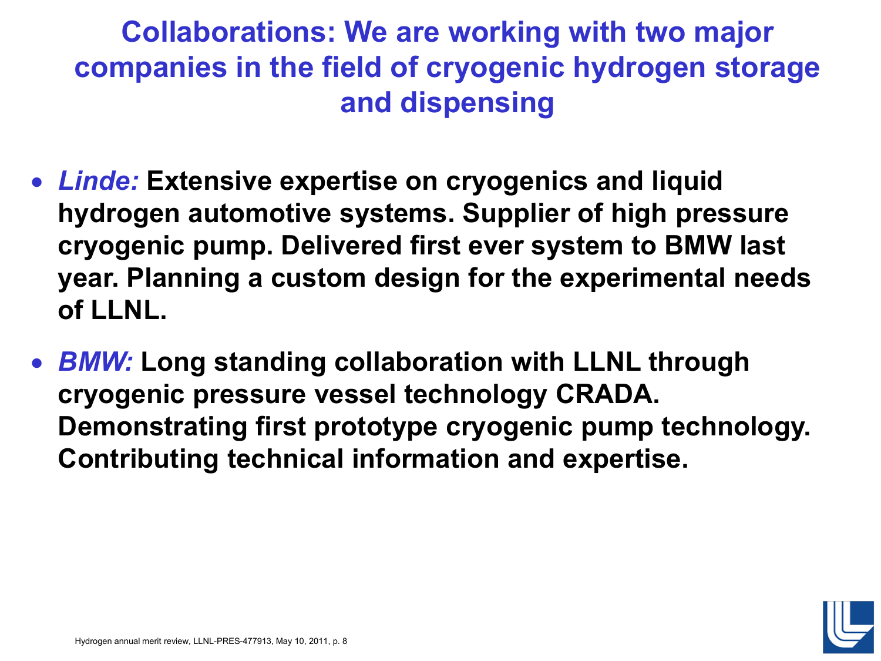# Collaborations: We are working with two major companies in the field of cryogenic hydrogen storage and dispensing

- ***Linde:*** **Extensive expertise on cryogenics and liquid hydrogen automotive systems. Supplier of high pressure cryogenic pump. Delivered first ever system to BMW last year. Planning a custom design for the experimental needs of LLNL.**

- ***BMW:*** **Long standing collaboration with LLNL through cryogenic pressure vessel technology CRADA. Demonstrating first prototype cryogenic pump technology. Contributing technical information and expertise.**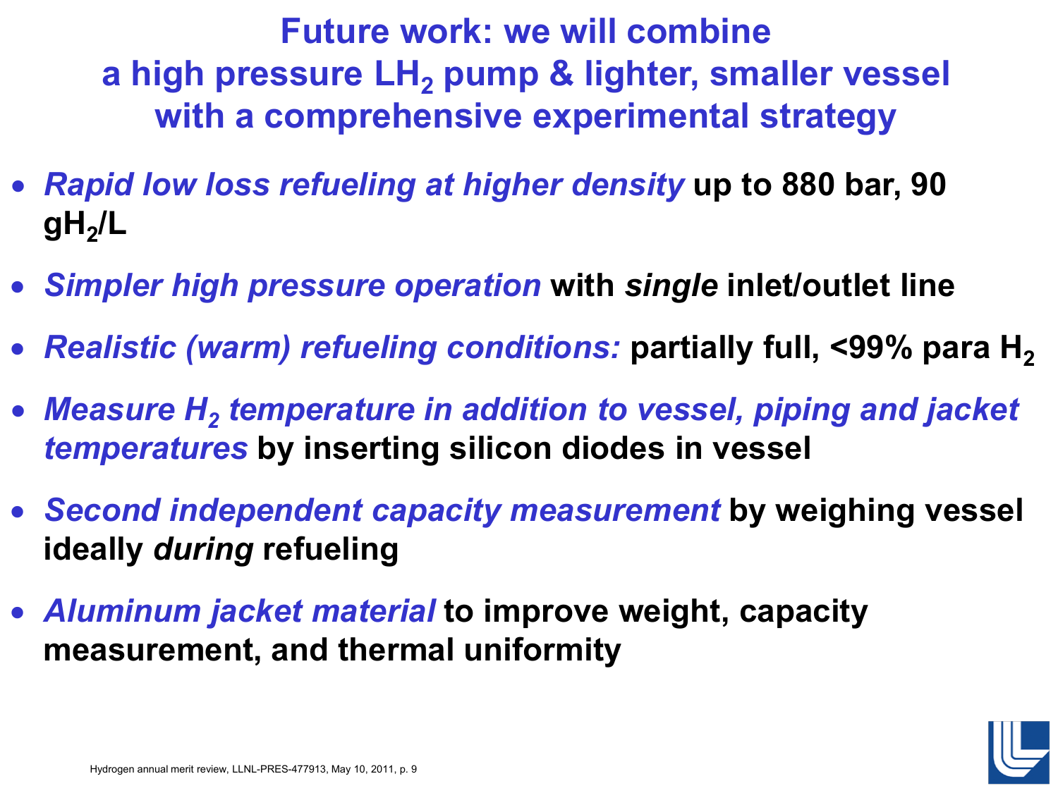# Future work: we will combine a high pressure $LH_2$ pump & lighter, smaller vessel with a comprehensive experimental strategy

- *Rapid low loss refueling at higher density* **up to 880 bar, 90 $gH_2/L$**
- *Simpler high pressure operation* **with *single* inlet/outlet line**
- *Realistic (warm) refueling conditions:* **partially full, <99% para $H_2$**
- *Measure $H_2$ temperature in addition to vessel, piping and jacket temperatures* **by inserting silicon diodes in vessel**
- *Second independent capacity measurement* **by weighing vessel ideally *during* refueling**
- *Aluminum jacket material* **to improve weight, capacity measurement, and thermal uniformity**

Hydrogen annual merit review, LLNL-PRES-477913, May 10, 2011, p. 9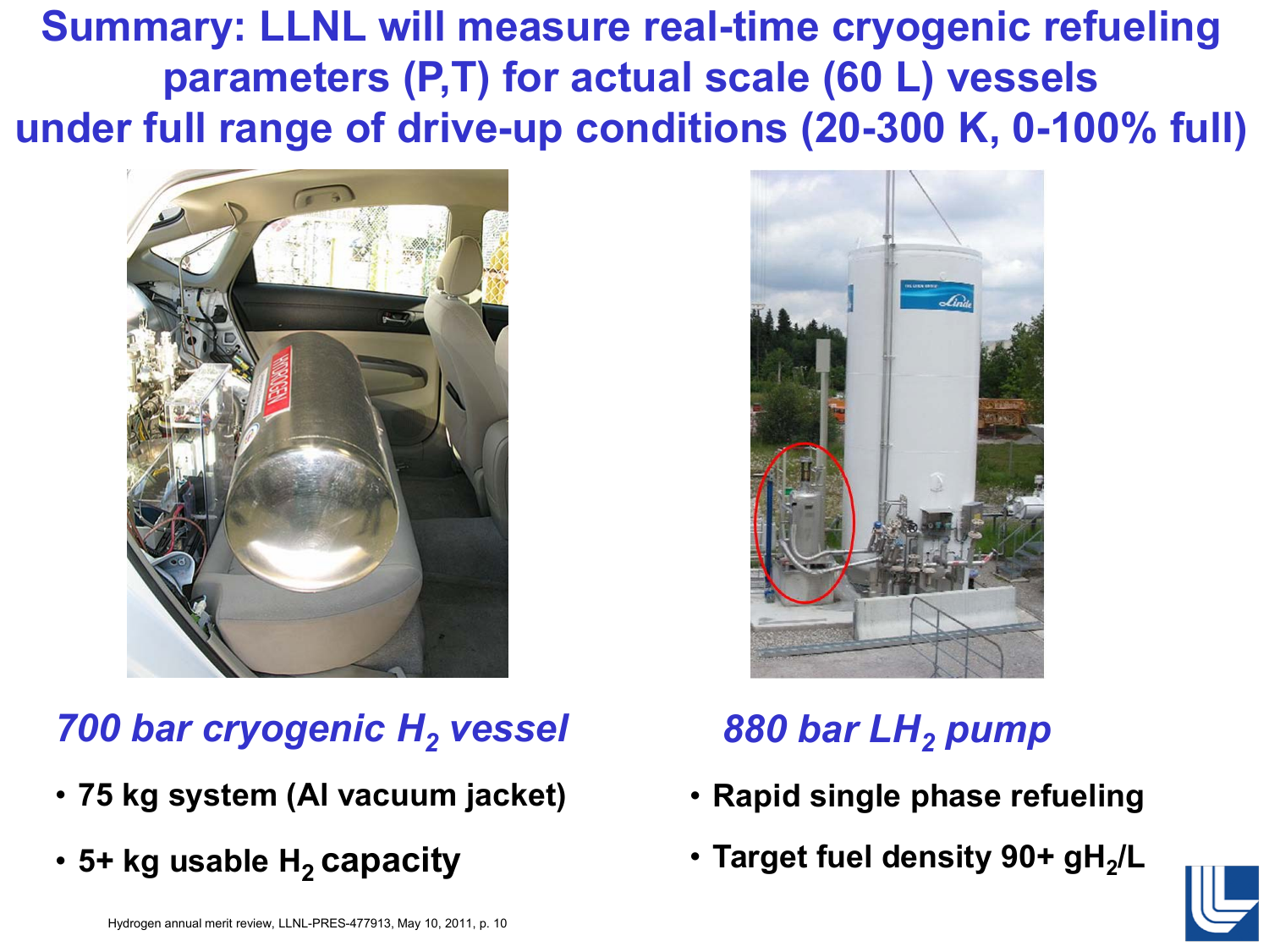# Summary: LLNL will measure real-time cryogenic refueling parameters (P,T) for actual scale (60 L) vessels under full range of drive-up conditions (20-300 K, 0-100% full)

## *700 bar cryogenic $H_2$ vessel*

- **75 kg system (Al vacuum jacket)**
- **5+ kg usable $H_2$ capacity**

## *880 bar $LH_2$ pump*

- **Rapid single phase refueling**
- **Target fuel density 90+ $gH_2/L$**

Hydrogen annual merit review, LLNL-PRES-477913, May 10, 2011, p. 10